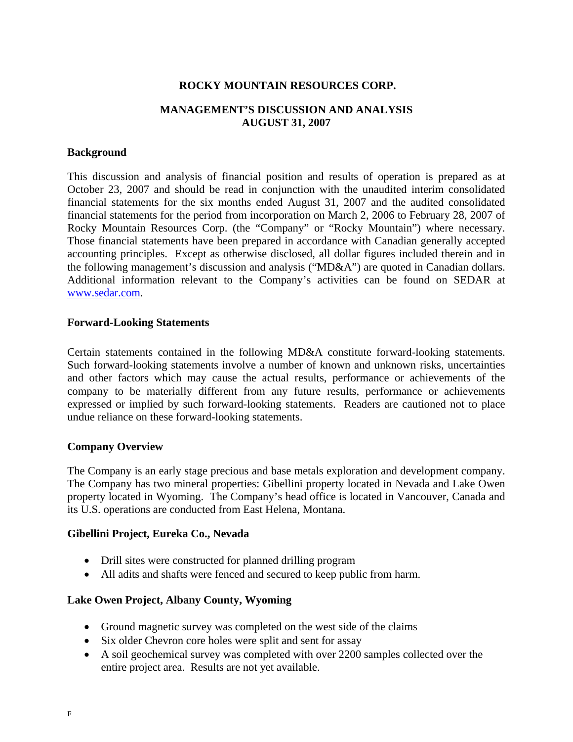# ROCKY MOUNTAIN RESOURCES CORP.

## MANAGEMENT'S DISCUSSION AND ANALYSIS
## AUGUST 31, 2007

### Background

This discussion and analysis of financial position and results of operation is prepared as at October 23, 2007 and should be read in conjunction with the unaudited interim consolidated financial statements for the six months ended August 31, 2007 and the audited consolidated financial statements for the period from incorporation on March 2, 2006 to February 28, 2007 of Rocky Mountain Resources Corp. (the "Company" or "Rocky Mountain") where necessary. Those financial statements have been prepared in accordance with Canadian generally accepted accounting principles. Except as otherwise disclosed, all dollar figures included therein and in the following management's discussion and analysis ("MD&A") are quoted in Canadian dollars. Additional information relevant to the Company's activities can be found on SEDAR at www.sedar.com.

### Forward-Looking Statements

Certain statements contained in the following MD&A constitute forward-looking statements. Such forward-looking statements involve a number of known and unknown risks, uncertainties and other factors which may cause the actual results, performance or achievements of the company to be materially different from any future results, performance or achievements expressed or implied by such forward-looking statements. Readers are cautioned not to place undue reliance on these forward-looking statements.

### Company Overview

The Company is an early stage precious and base metals exploration and development company. The Company has two mineral properties: Gibellini property located in Nevada and Lake Owen property located in Wyoming. The Company's head office is located in Vancouver, Canada and its U.S. operations are conducted from East Helena, Montana.

### Gibellini Project, Eureka Co., Nevada

- Drill sites were constructed for planned drilling program
- All adits and shafts were fenced and secured to keep public from harm.

### Lake Owen Project, Albany County, Wyoming

- Ground magnetic survey was completed on the west side of the claims
- Six older Chevron core holes were split and sent for assay
- A soil geochemical survey was completed with over 2200 samples collected over the entire project area. Results are not yet available.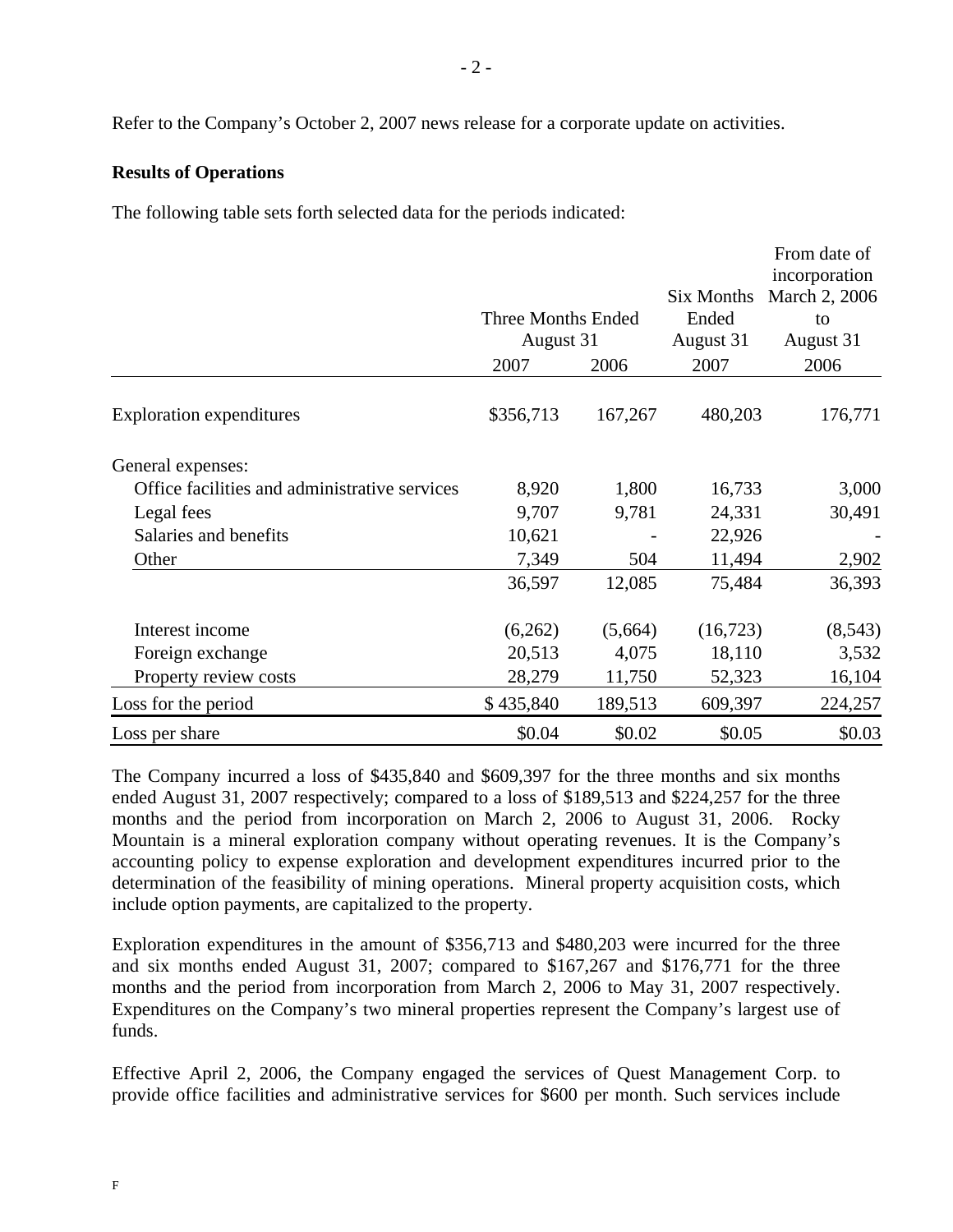Refer to the Company's October 2, 2007 news release for a corporate update on activities.

**Results of Operations**

The following table sets forth selected data for the periods indicated:

| | Three Months Ended August 31 | | Six Months Ended August 31 | From date of incorporation March 2, 2006 to August 31 |
|---|---|---|---|---|
| | 2007 | 2006 | 2007 | 2006 |
| Exploration expenditures | $356,713 | 167,267 | 480,203 | 176,771 |
| General expenses: | | | | |
| Office facilities and administrative services | 8,920 | 1,800 | 16,733 | 3,000 |
| Legal fees | 9,707 | 9,781 | 24,331 | 30,491 |
| Salaries and benefits | 10,621 | - | 22,926 | - |
| Other | 7,349 | 504 | 11,494 | 2,902 |
| | 36,597 | 12,085 | 75,484 | 36,393 |
| Interest income | (6,262) | (5,664) | (16,723) | (8,543) |
| Foreign exchange | 20,513 | 4,075 | 18,110 | 3,532 |
| Property review costs | 28,279 | 11,750 | 52,323 | 16,104 |
| Loss for the period | $ 435,840 | 189,513 | 609,397 | 224,257 |
| Loss per share | $0.04 | $0.02 | $0.05 | $0.03 |

The Company incurred a loss of $435,840 and $609,397 for the three months and six months ended August 31, 2007 respectively; compared to a loss of $189,513 and $224,257 for the three months and the period from incorporation on March 2, 2006 to August 31, 2006. Rocky Mountain is a mineral exploration company without operating revenues. It is the Company's accounting policy to expense exploration and development expenditures incurred prior to the determination of the feasibility of mining operations. Mineral property acquisition costs, which include option payments, are capitalized to the property.

Exploration expenditures in the amount of $356,713 and $480,203 were incurred for the three and six months ended August 31, 2007; compared to $167,267 and $176,771 for the three months and the period from incorporation from March 2, 2006 to May 31, 2007 respectively. Expenditures on the Company's two mineral properties represent the Company's largest use of funds.

Effective April 2, 2006, the Company engaged the services of Quest Management Corp. to provide office facilities and administrative services for $600 per month. Such services include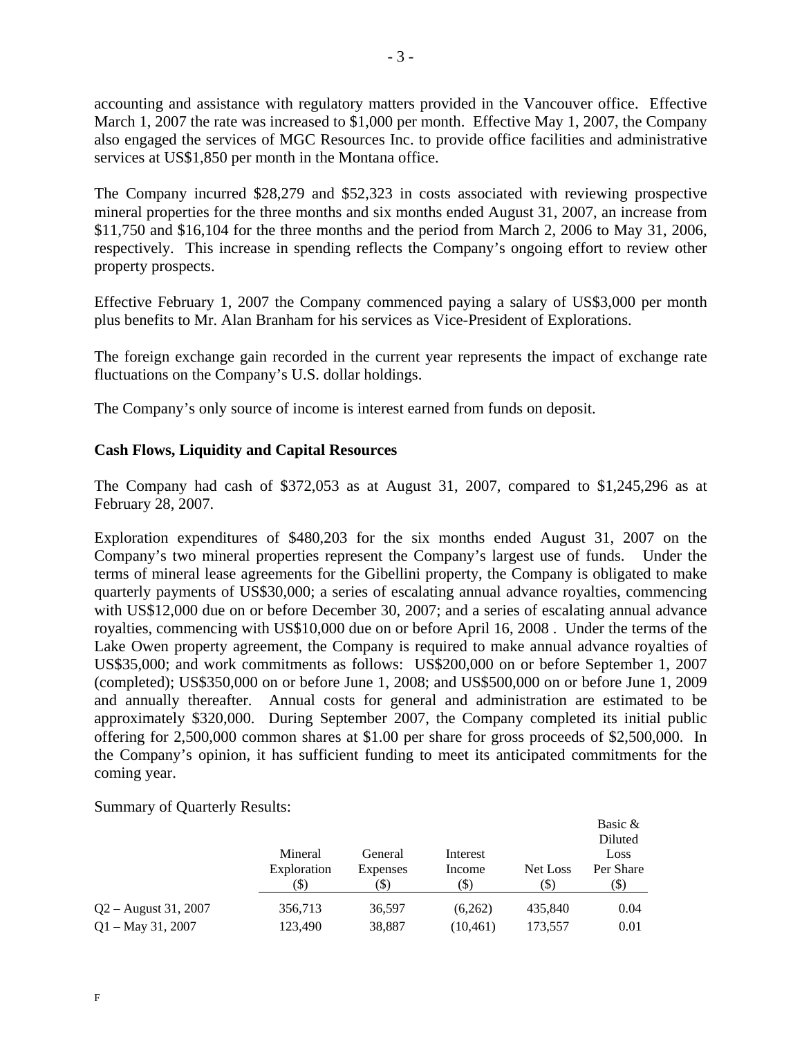accounting and assistance with regulatory matters provided in the Vancouver office. Effective March 1, 2007 the rate was increased to $1,000 per month. Effective May 1, 2007, the Company also engaged the services of MGC Resources Inc. to provide office facilities and administrative services at US$1,850 per month in the Montana office.

The Company incurred $28,279 and $52,323 in costs associated with reviewing prospective mineral properties for the three months and six months ended August 31, 2007, an increase from $11,750 and $16,104 for the three months and the period from March 2, 2006 to May 31, 2006, respectively. This increase in spending reflects the Company's ongoing effort to review other property prospects.

Effective February 1, 2007 the Company commenced paying a salary of US$3,000 per month plus benefits to Mr. Alan Branham for his services as Vice-President of Explorations.

The foreign exchange gain recorded in the current year represents the impact of exchange rate fluctuations on the Company's U.S. dollar holdings.

The Company's only source of income is interest earned from funds on deposit.

**Cash Flows, Liquidity and Capital Resources**

The Company had cash of $372,053 as at August 31, 2007, compared to $1,245,296 as at February 28, 2007.

Exploration expenditures of $480,203 for the six months ended August 31, 2007 on the Company's two mineral properties represent the Company's largest use of funds. Under the terms of mineral lease agreements for the Gibellini property, the Company is obligated to make quarterly payments of US$30,000; a series of escalating annual advance royalties, commencing with US$12,000 due on or before December 30, 2007; and a series of escalating annual advance royalties, commencing with US$10,000 due on or before April 16, 2008 . Under the terms of the Lake Owen property agreement, the Company is required to make annual advance royalties of US$35,000; and work commitments as follows: US$200,000 on or before September 1, 2007 (completed); US$350,000 on or before June 1, 2008; and US$500,000 on or before June 1, 2009 and annually thereafter. Annual costs for general and administration are estimated to be approximately $320,000. During September 2007, the Company completed its initial public offering for 2,500,000 common shares at $1.00 per share for gross proceeds of $2,500,000. In the Company's opinion, it has sufficient funding to meet its anticipated commitments for the coming year.

Summary of Quarterly Results:

| | Mineral Exploration ($) | General Expenses ($) | Interest Income ($) | Net Loss ($) | Basic & Diluted Loss Per Share ($) |
|---|---|---|---|---|---|
| Q2 – August 31, 2007 | 356,713 | 36,597 | (6,262) | 435,840 | 0.04 |
| Q1 – May 31, 2007 | 123,490 | 38,887 | (10,461) | 173,557 | 0.01 |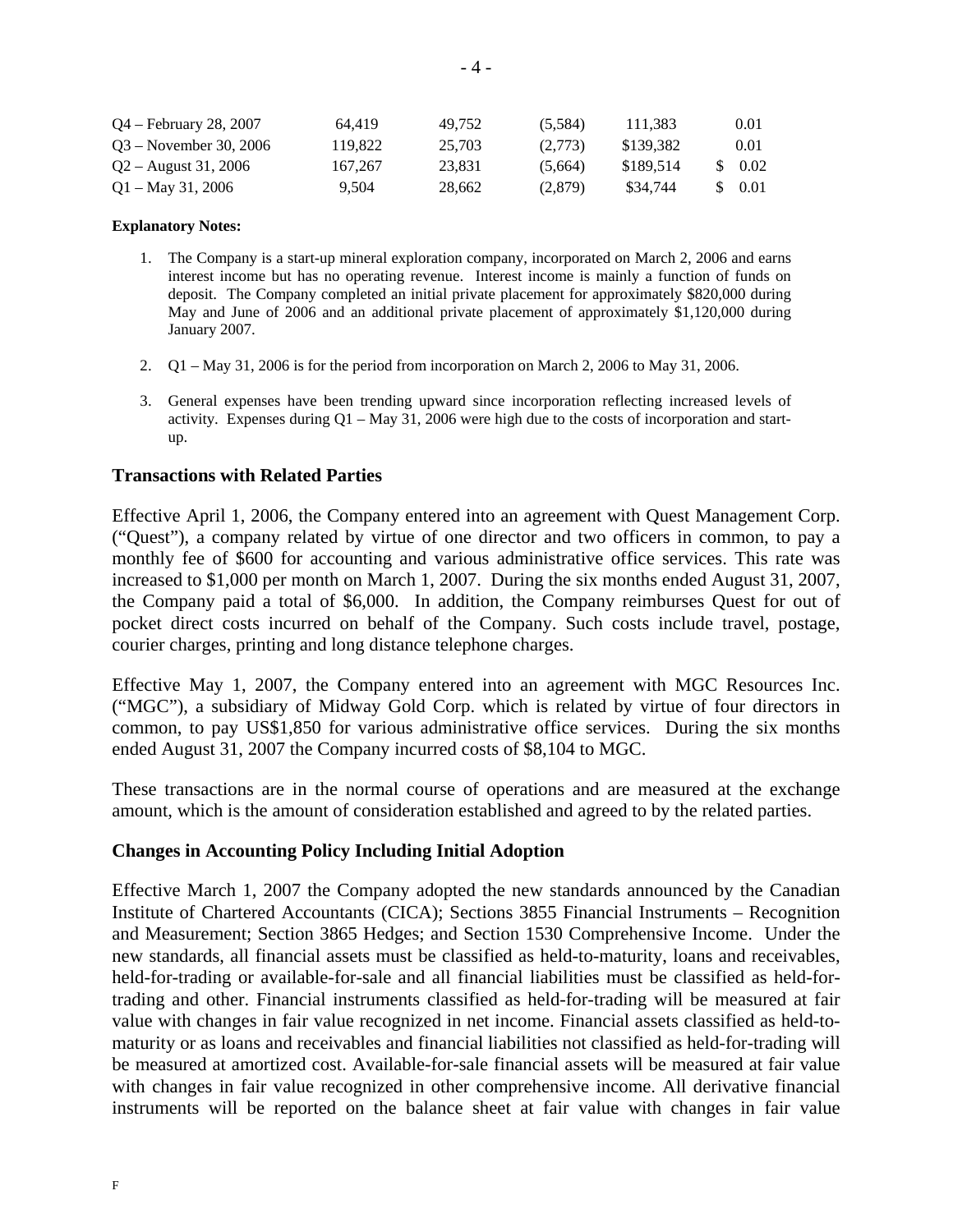| | | | | | |
|---|---|---|---|---|---|
| Q4 – February 28, 2007 | 64,419 | 49,752 | (5,584) | 111,383 | 0.01 |
| Q3 – November 30, 2006 | 119,822 | 25,703 | (2,773) | $139,382 | 0.01 |
| Q2 – August 31, 2006 | 167,267 | 23,831 | (5,664) | $189,514 | $ 0.02 |
| Q1 – May 31, 2006 | 9,504 | 28,662 | (2,879) | $34,744 | $ 0.01 |

**Explanatory Notes:**

1. The Company is a start-up mineral exploration company, incorporated on March 2, 2006 and earns interest income but has no operating revenue. Interest income is mainly a function of funds on deposit. The Company completed an initial private placement for approximately $820,000 during May and June of 2006 and an additional private placement of approximately $1,120,000 during January 2007.

2. Q1 – May 31, 2006 is for the period from incorporation on March 2, 2006 to May 31, 2006.

3. General expenses have been trending upward since incorporation reflecting increased levels of activity. Expenses during Q1 – May 31, 2006 were high due to the costs of incorporation and start-up.

## Transactions with Related Parties

Effective April 1, 2006, the Company entered into an agreement with Quest Management Corp. ("Quest"), a company related by virtue of one director and two officers in common, to pay a monthly fee of $600 for accounting and various administrative office services. This rate was increased to $1,000 per month on March 1, 2007. During the six months ended August 31, 2007, the Company paid a total of $6,000. In addition, the Company reimburses Quest for out of pocket direct costs incurred on behalf of the Company. Such costs include travel, postage, courier charges, printing and long distance telephone charges.

Effective May 1, 2007, the Company entered into an agreement with MGC Resources Inc. ("MGC"), a subsidiary of Midway Gold Corp. which is related by virtue of four directors in common, to pay US$1,850 for various administrative office services. During the six months ended August 31, 2007 the Company incurred costs of $8,104 to MGC.

These transactions are in the normal course of operations and are measured at the exchange amount, which is the amount of consideration established and agreed to by the related parties.

## Changes in Accounting Policy Including Initial Adoption

Effective March 1, 2007 the Company adopted the new standards announced by the Canadian Institute of Chartered Accountants (CICA); Sections 3855 Financial Instruments – Recognition and Measurement; Section 3865 Hedges; and Section 1530 Comprehensive Income. Under the new standards, all financial assets must be classified as held-to-maturity, loans and receivables, held-for-trading or available-for-sale and all financial liabilities must be classified as held-for-trading and other. Financial instruments classified as held-for-trading will be measured at fair value with changes in fair value recognized in net income. Financial assets classified as held-to-maturity or as loans and receivables and financial liabilities not classified as held-for-trading will be measured at amortized cost. Available-for-sale financial assets will be measured at fair value with changes in fair value recognized in other comprehensive income. All derivative financial instruments will be reported on the balance sheet at fair value with changes in fair value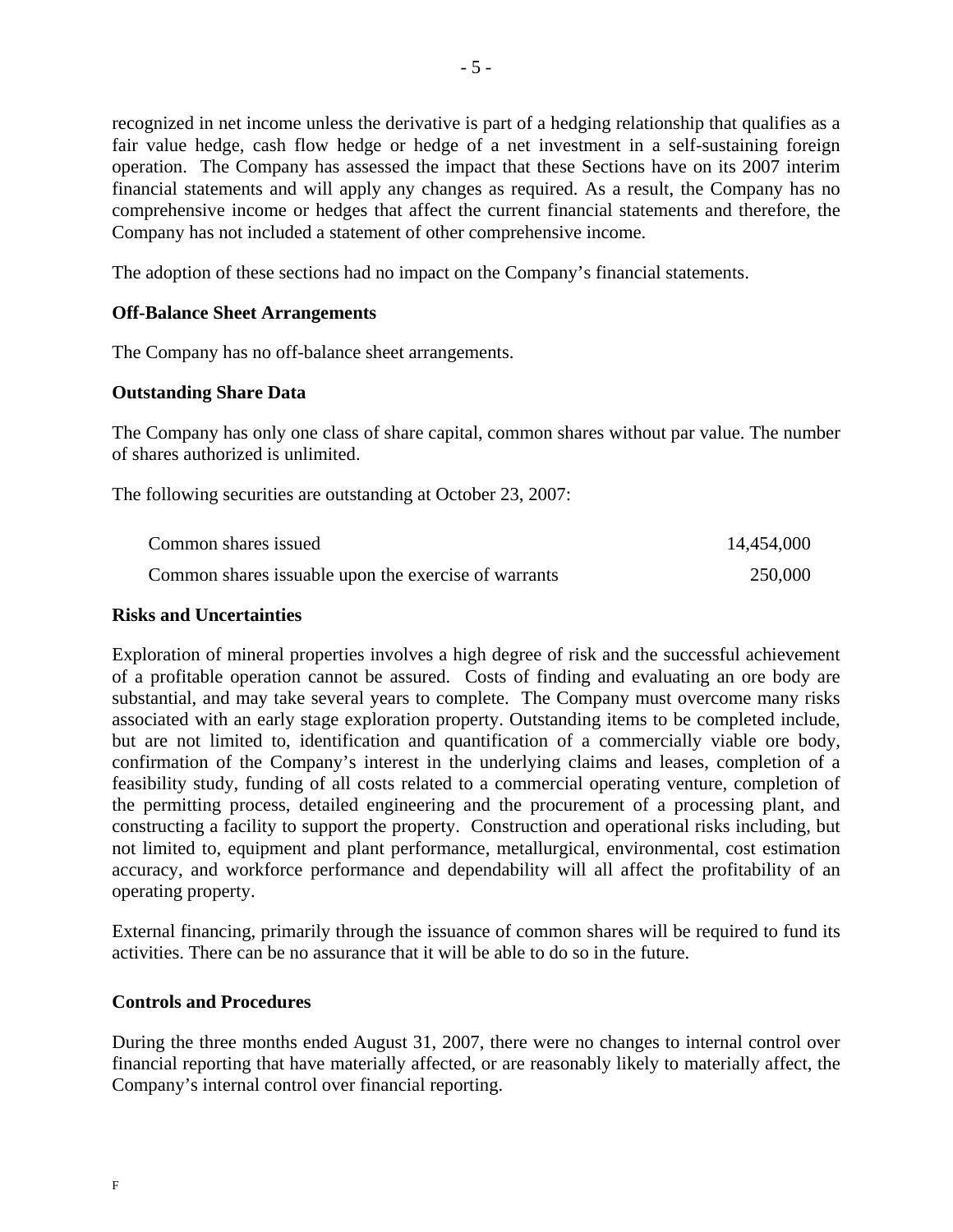recognized in net income unless the derivative is part of a hedging relationship that qualifies as a fair value hedge, cash flow hedge or hedge of a net investment in a self-sustaining foreign operation. The Company has assessed the impact that these Sections have on its 2007 interim financial statements and will apply any changes as required. As a result, the Company has no comprehensive income or hedges that affect the current financial statements and therefore, the Company has not included a statement of other comprehensive income.

The adoption of these sections had no impact on the Company's financial statements.

**Off-Balance Sheet Arrangements**

The Company has no off-balance sheet arrangements.

**Outstanding Share Data**

The Company has only one class of share capital, common shares without par value. The number of shares authorized is unlimited.

The following securities are outstanding at October 23, 2007:

| | |
|---|---|
| Common shares issued | 14,454,000 |
| Common shares issuable upon the exercise of warrants | 250,000 |

**Risks and Uncertainties**

Exploration of mineral properties involves a high degree of risk and the successful achievement of a profitable operation cannot be assured. Costs of finding and evaluating an ore body are substantial, and may take several years to complete. The Company must overcome many risks associated with an early stage exploration property. Outstanding items to be completed include, but are not limited to, identification and quantification of a commercially viable ore body, confirmation of the Company's interest in the underlying claims and leases, completion of a feasibility study, funding of all costs related to a commercial operating venture, completion of the permitting process, detailed engineering and the procurement of a processing plant, and constructing a facility to support the property. Construction and operational risks including, but not limited to, equipment and plant performance, metallurgical, environmental, cost estimation accuracy, and workforce performance and dependability will all affect the profitability of an operating property.

External financing, primarily through the issuance of common shares will be required to fund its activities. There can be no assurance that it will be able to do so in the future.

**Controls and Procedures**

During the three months ended August 31, 2007, there were no changes to internal control over financial reporting that have materially affected, or are reasonably likely to materially affect, the Company's internal control over financial reporting.